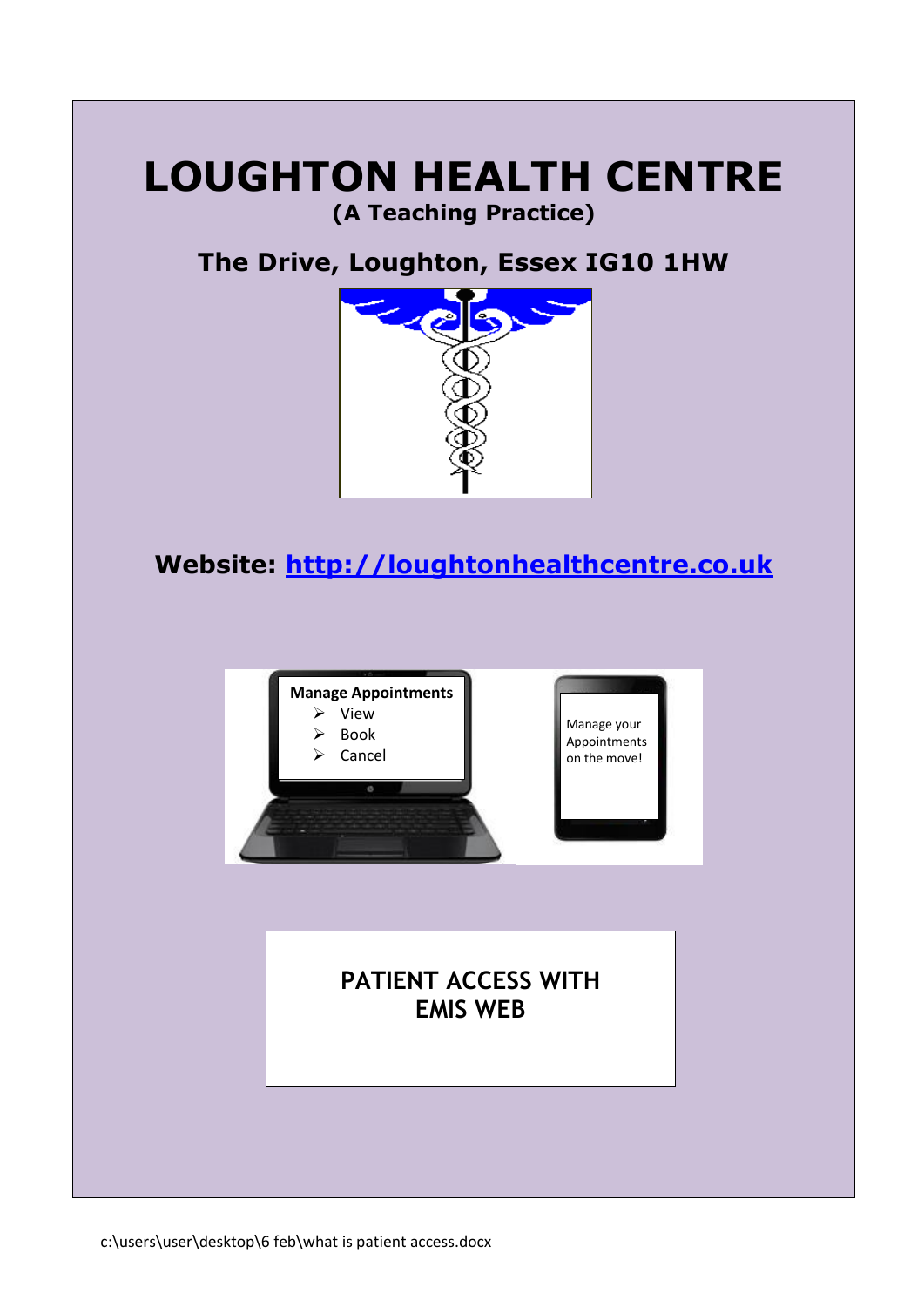# LOUGHTON HEALTH CENTRE

**(A Teaching Practice)**

## The Drive, Loughton, Essex IG10 1HW

**Website: [http://loughtonhealthcentre.co.uk](http://loughtonhealthcentre.co.uk)**

**Manage Appointments**

- View
- Book
- Cancel

Manage your Appointments on the move!

## PATIENT ACCESS WITH EMIS WEB

c:\users\user\desktop\6 feb\what is patient access.docx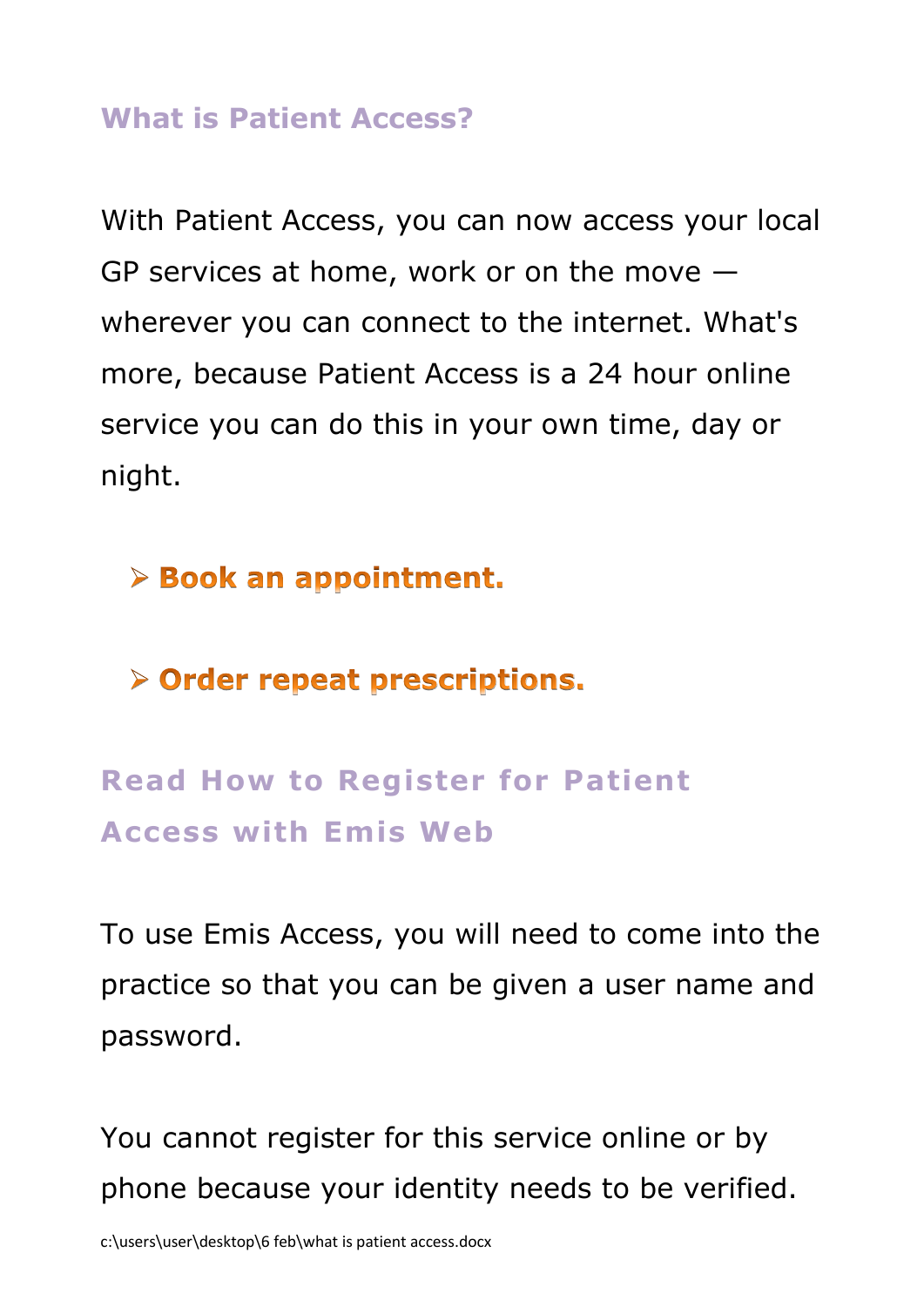## What is Patient Access?

With Patient Access, you can now access your local GP services at home, work or on the move — wherever you can connect to the internet. What's more, because Patient Access is a 24 hour online service you can do this in your own time, day or night.

- **Book an appointment.**
- **Order repeat prescriptions.**

## Read How to Register for Patient Access with Emis Web

To use Emis Access, you will need to come into the practice so that you can be given a user name and password.

You cannot register for this service online or by phone because your identity needs to be verified.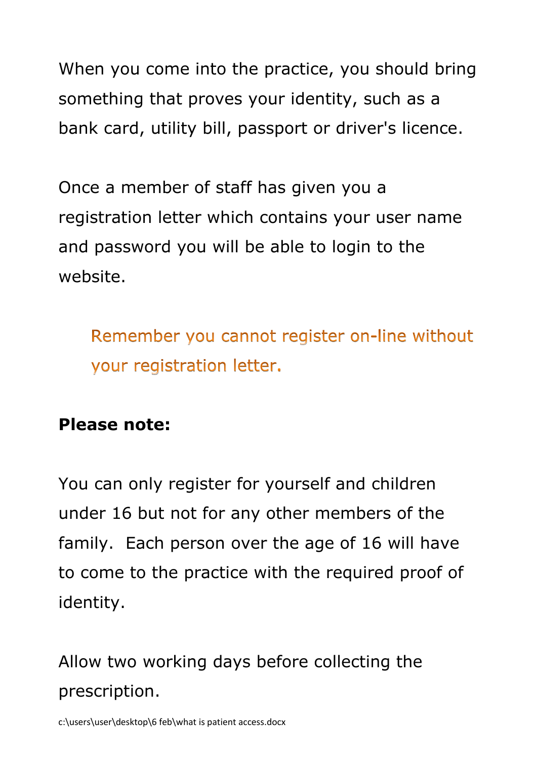When you come into the practice, you should bring something that proves your identity, such as a bank card, utility bill, passport or driver's licence.

Once a member of staff has given you a registration letter which contains your user name and password you will be able to login to the website.

> Remember you cannot register on-line without your registration letter.

**Please note:**

You can only register for yourself and children under 16 but not for any other members of the family. Each person over the age of 16 will have to come to the practice with the required proof of identity.

Allow two working days before collecting the prescription.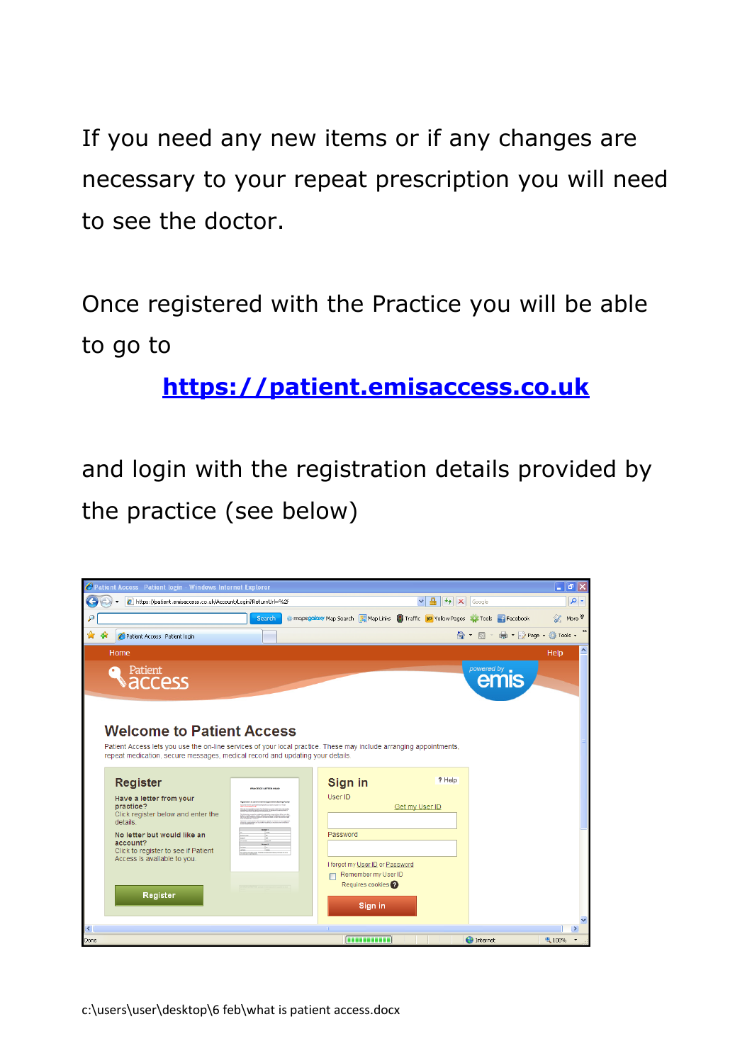If you need any new items or if any changes are necessary to your repeat prescription you will need to see the doctor.

Once registered with the Practice you will be able to go to

**[https://patient.emisaccess.co.uk](https://patient.emisaccess.co.uk)**

and login with the registration details provided by the practice (see below)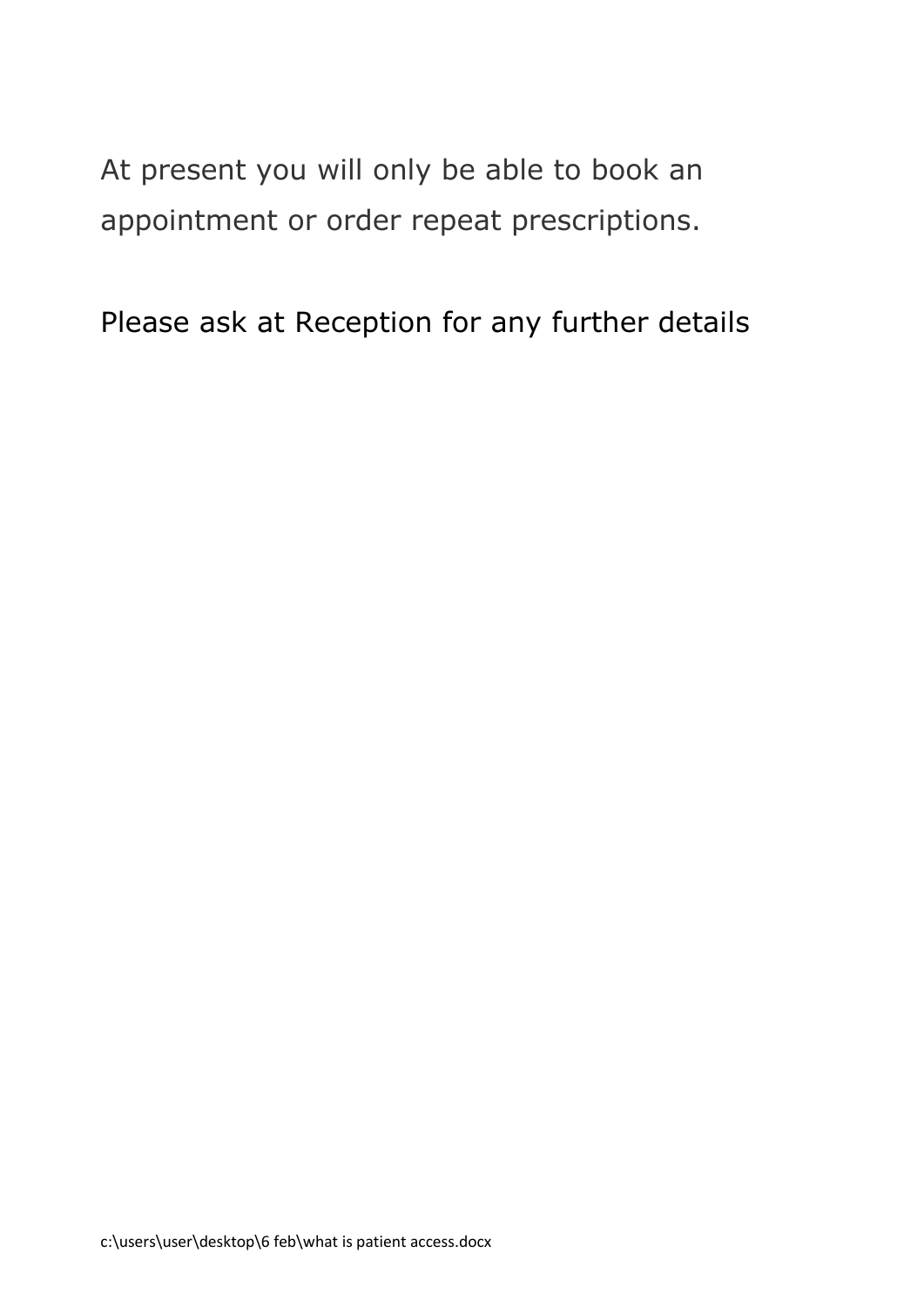At present you will only be able to book an appointment or order repeat prescriptions.

Please ask at Reception for any further details

c:\users\user\desktop\6 feb\what is patient access.docx